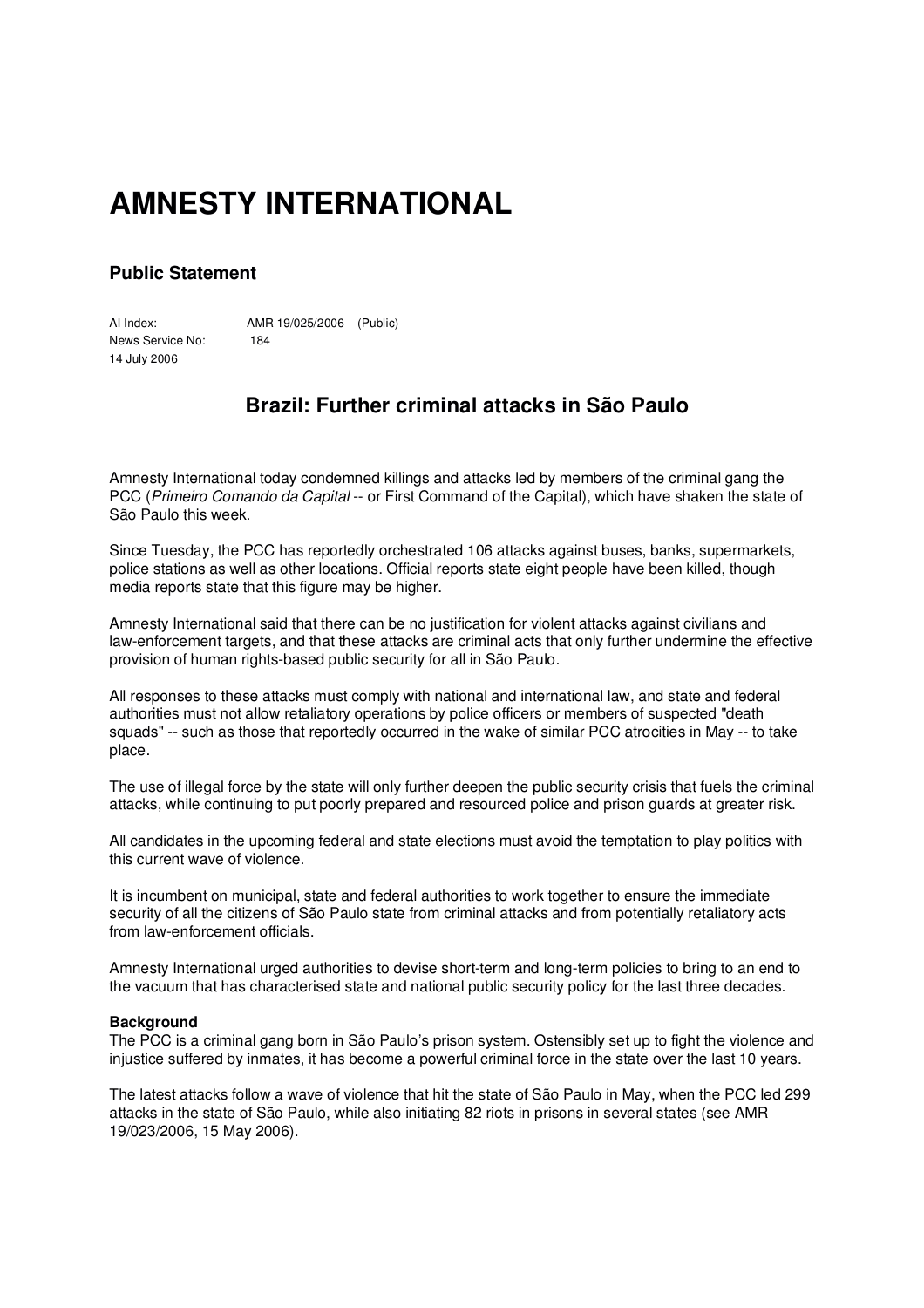# AMNESTY INTERNATIONAL

## Public Statement

AI Index: AMR 19/025/2006 (Public)
News Service No: 184
14 July 2006

## Brazil: Further criminal attacks in São Paulo

Amnesty International today condemned killings and attacks led by members of the criminal gang the PCC (*Primeiro Comando da Capital* -- or First Command of the Capital), which have shaken the state of São Paulo this week.

Since Tuesday, the PCC has reportedly orchestrated 106 attacks against buses, banks, supermarkets, police stations as well as other locations. Official reports state eight people have been killed, though media reports state that this figure may be higher.

Amnesty International said that there can be no justification for violent attacks against civilians and law-enforcement targets, and that these attacks are criminal acts that only further undermine the effective provision of human rights-based public security for all in São Paulo.

All responses to these attacks must comply with national and international law, and state and federal authorities must not allow retaliatory operations by police officers or members of suspected "death squads" -- such as those that reportedly occurred in the wake of similar PCC atrocities in May -- to take place.

The use of illegal force by the state will only further deepen the public security crisis that fuels the criminal attacks, while continuing to put poorly prepared and resourced police and prison guards at greater risk.

All candidates in the upcoming federal and state elections must avoid the temptation to play politics with this current wave of violence.

It is incumbent on municipal, state and federal authorities to work together to ensure the immediate security of all the citizens of São Paulo state from criminal attacks and from potentially retaliatory acts from law-enforcement officials.

Amnesty International urged authorities to devise short-term and long-term policies to bring to an end to the vacuum that has characterised state and national public security policy for the last three decades.

**Background**

The PCC is a criminal gang born in São Paulo's prison system. Ostensibly set up to fight the violence and injustice suffered by inmates, it has become a powerful criminal force in the state over the last 10 years.

The latest attacks follow a wave of violence that hit the state of São Paulo in May, when the PCC led 299 attacks in the state of São Paulo, while also initiating 82 riots in prisons in several states (see AMR 19/023/2006, 15 May 2006).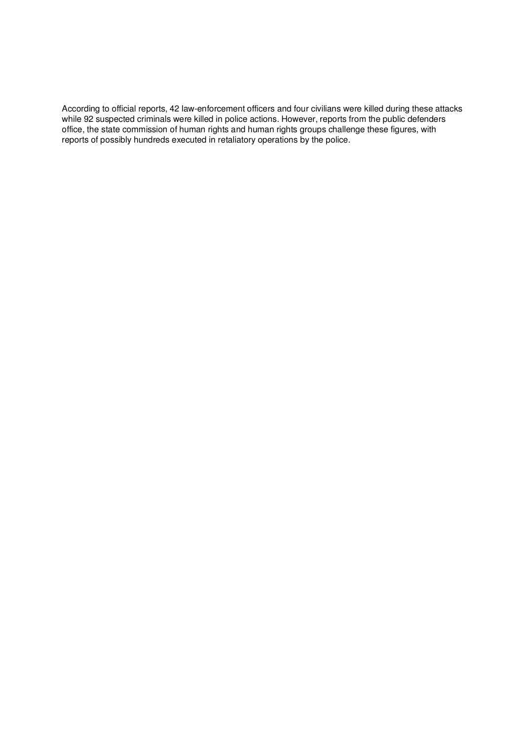According to official reports, 42 law-enforcement officers and four civilians were killed during these attacks while 92 suspected criminals were killed in police actions. However, reports from the public defenders office, the state commission of human rights and human rights groups challenge these figures, with reports of possibly hundreds executed in retaliatory operations by the police.